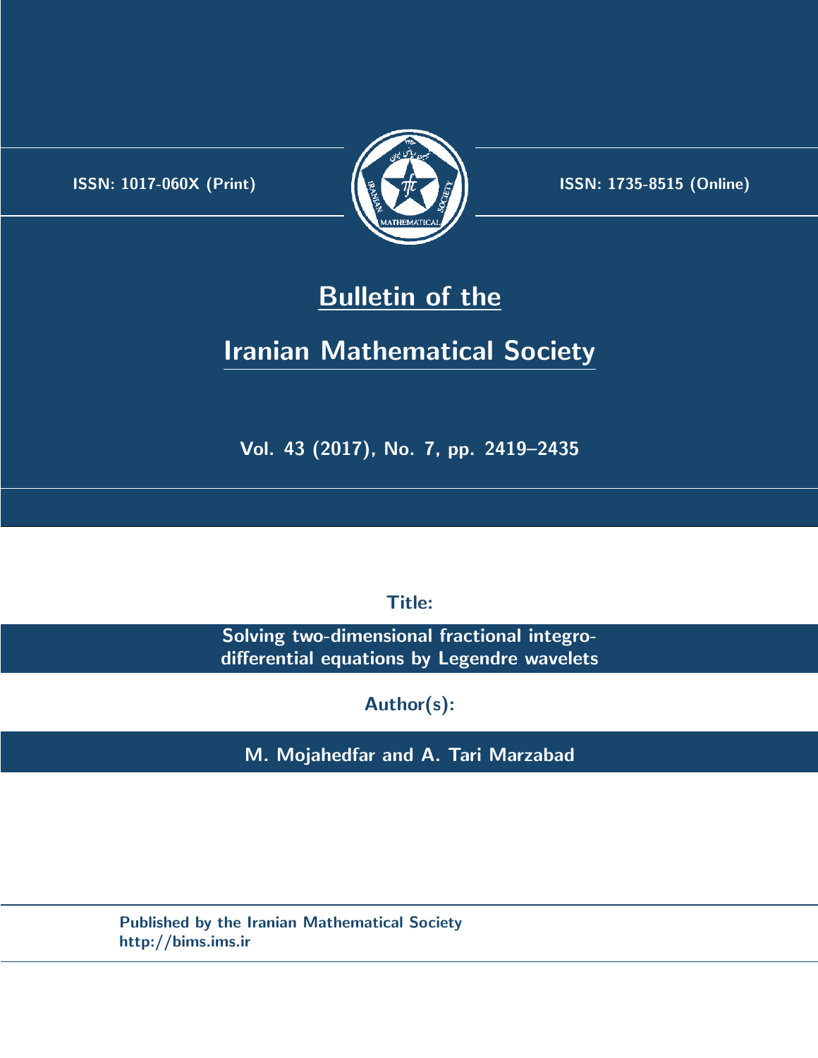ISSN: 1017-060X (Print)

ISSN: 1735-8515 (Online)

# Bulletin of the Iranian Mathematical Society

Vol. 43 (2017), No. 7, pp. 2419–2435

**Title:**

**Solving two-dimensional fractional integro-differential equations by Legendre wavelets**

**Author(s):**

**M. Mojahedfar and A. Tari Marzabad**

Published by the Iranian Mathematical Society
http://bims.ims.ir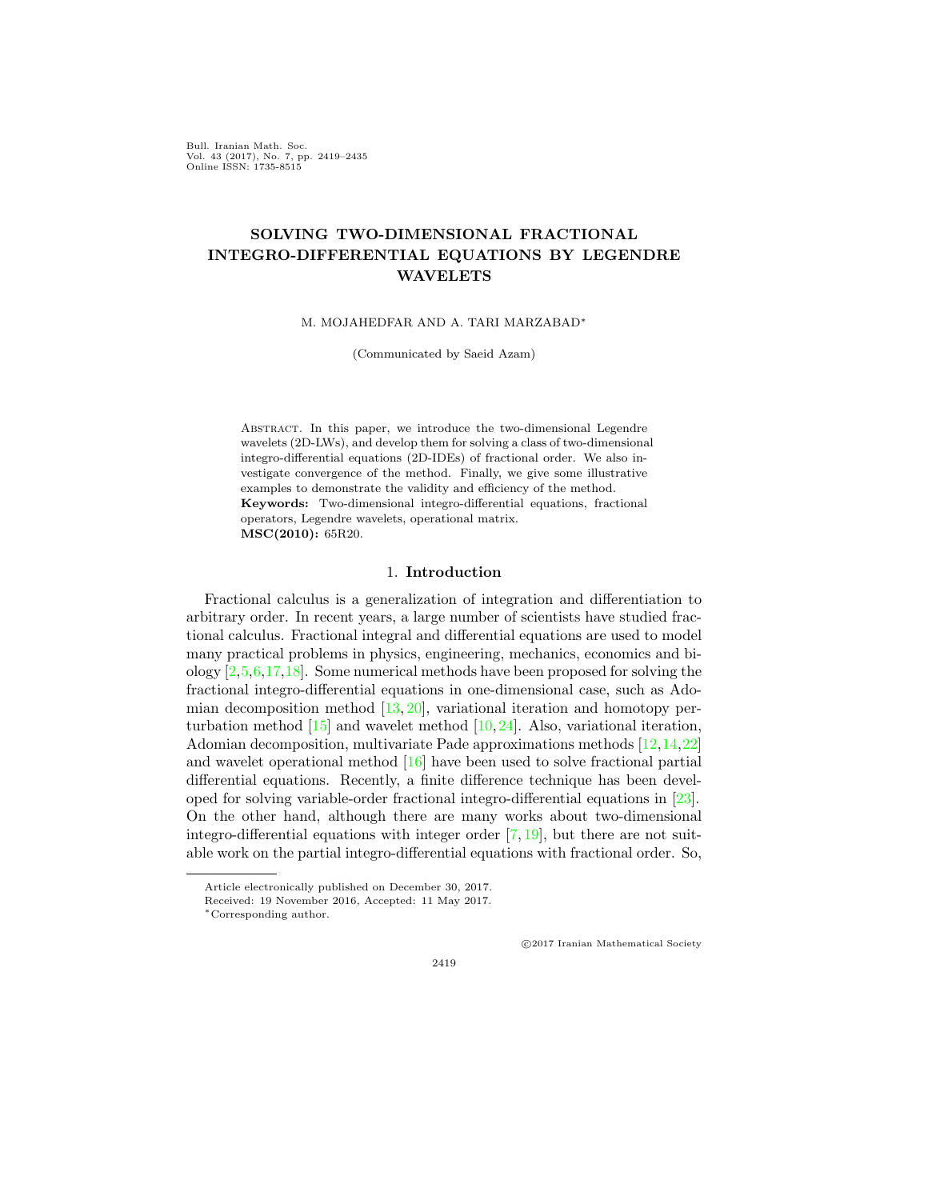# SOLVING TWO-DIMENSIONAL FRACTIONAL INTEGRO-DIFFERENTIAL EQUATIONS BY LEGENDRE WAVELETS

M. MOJAHEDFAR AND A. TARI MARZABAD*

(Communicated by Saeid Azam)

Abstract. In this paper, we introduce the two-dimensional Legendre wavelets (2D-LWs), and develop them for solving a class of two-dimensional integro-differential equations (2D-IDEs) of fractional order. We also investigate convergence of the method. Finally, we give some illustrative examples to demonstrate the validity and efficiency of the method.

**Keywords:** Two-dimensional integro-differential equations, fractional operators, Legendre wavelets, operational matrix.

**MSC(2010):** 65R20.

## 1. Introduction

Fractional calculus is a generalization of integration and differentiation to arbitrary order. In recent years, a large number of scientists have studied fractional calculus. Fractional integral and differential equations are used to model many practical problems in physics, engineering, mechanics, economics and biology [2,5,6,17,18]. Some numerical methods have been proposed for solving the fractional integro-differential equations in one-dimensional case, such as Adomian decomposition method [13,20], variational iteration and homotopy perturbation method [15] and wavelet method [10,24]. Also, variational iteration, Adomian decomposition, multivariate Pade approximations methods [12,14,22] and wavelet operational method [16] have been used to solve fractional partial differential equations. Recently, a finite difference technique has been developed for solving variable-order fractional integro-differential equations in [23]. On the other hand, although there are many works about two-dimensional integro-differential equations with integer order [7,19], but there are not suitable work on the partial integro-differential equations with fractional order. So,

---

Article electronically published on December 30, 2017.

Received: 19 November 2016, Accepted: 11 May 2017.

*Corresponding author.

©2017 Iranian Mathematical Society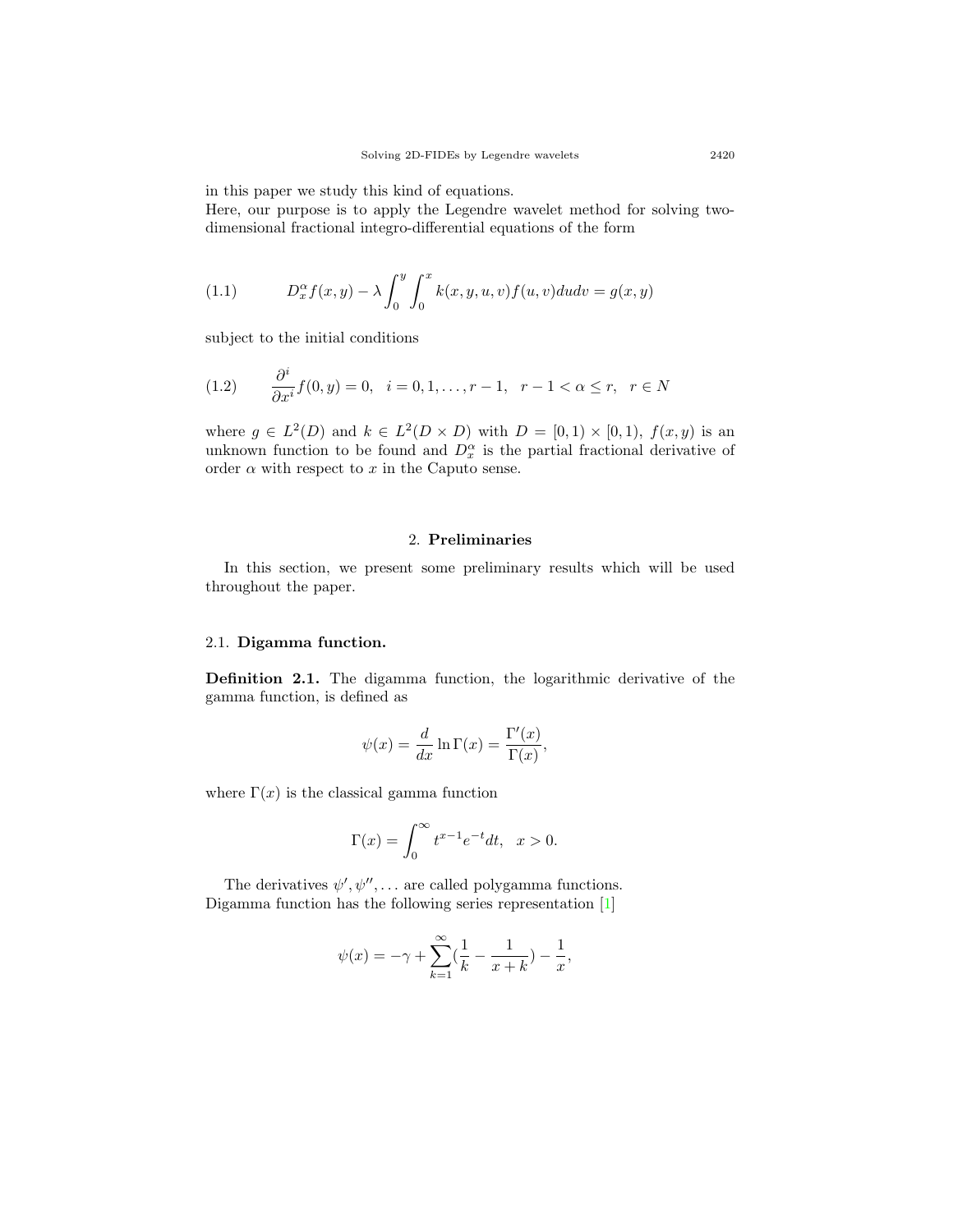in this paper we study this kind of equations.
Here, our purpose is to apply the Legendre wavelet method for solving two-dimensional fractional integro-differential equations of the form

$$D_x^\alpha f(x,y) - \lambda \int_0^y \int_0^x k(x,y,u,v) f(u,v) du dv = g(x,y) \tag{1.1}$$

subject to the initial conditions

$$\frac{\partial^i}{\partial x^i} f(0,y) = 0, \quad i = 0, 1, \ldots, r-1, \quad r-1 < \alpha \leq r, \quad r \in N \tag{1.2}$$

where $g \in L^2(D)$ and $k \in L^2(D \times D)$ with $D = [0,1) \times [0,1)$, $f(x,y)$ is an unknown function to be found and $D_x^\alpha$ is the partial fractional derivative of order $\alpha$ with respect to $x$ in the Caputo sense.

## 2. **Preliminaries**

In this section, we present some preliminary results which will be used throughout the paper.

### 2.1. **Digamma function.**

**Definition 2.1.** The digamma function, the logarithmic derivative of the gamma function, is defined as

$$\psi(x) = \frac{d}{dx} \ln \Gamma(x) = \frac{\Gamma'(x)}{\Gamma(x)},$$

where $\Gamma(x)$ is the classical gamma function

$$\Gamma(x) = \int_0^\infty t^{x-1} e^{-t} dt, \quad x > 0.$$

The derivatives $\psi', \psi'', \ldots$ are called polygamma functions.
Digamma function has the following series representation [1]

$$\psi(x) = -\gamma + \sum_{k=1}^{\infty} \left(\frac{1}{k} - \frac{1}{x+k}\right) - \frac{1}{x},$$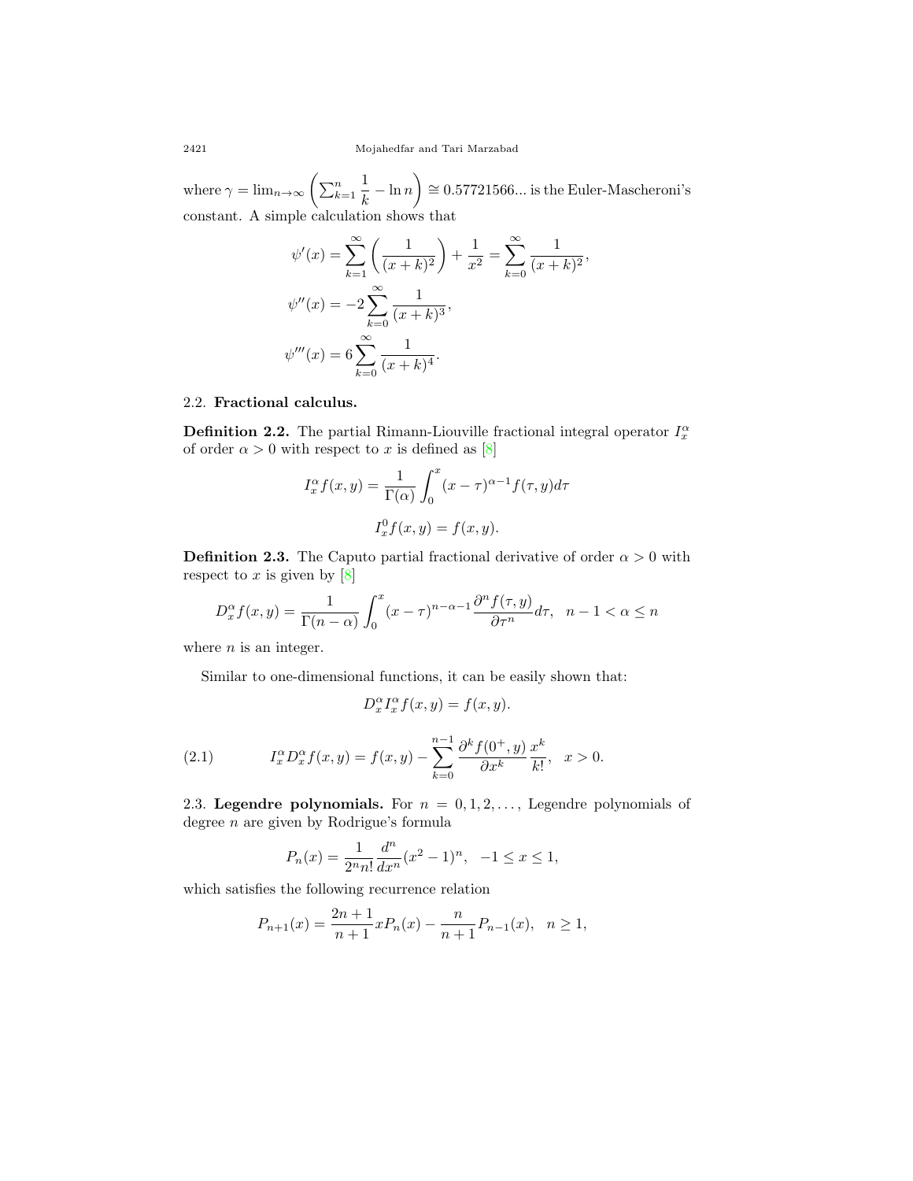where $\gamma = \lim_{n\to\infty}\left(\sum_{k=1}^{n}\frac{1}{k} - \ln n\right) \cong 0.57721566...$ is the Euler-Mascheroni's constant. A simple calculation shows that

$$\psi'(x) = \sum_{k=1}^{\infty}\left(\frac{1}{(x+k)^2}\right) + \frac{1}{x^2} = \sum_{k=0}^{\infty}\frac{1}{(x+k)^2},$$

$$\psi''(x) = -2\sum_{k=0}^{\infty}\frac{1}{(x+k)^3},$$

$$\psi'''(x) = 6\sum_{k=0}^{\infty}\frac{1}{(x+k)^4}.$$

### 2.2. Fractional calculus.

**Definition 2.2.** The partial Rimann-Liouville fractional integral operator $I_x^\alpha$ of order $\alpha > 0$ with respect to $x$ is defined as [8]

$$I_x^\alpha f(x,y) = \frac{1}{\Gamma(\alpha)}\int_0^x (x-\tau)^{\alpha-1} f(\tau,y)d\tau$$

$$I_x^0 f(x,y) = f(x,y).$$

**Definition 2.3.** The Caputo partial fractional derivative of order $\alpha > 0$ with respect to $x$ is given by [8]

$$D_x^\alpha f(x,y) = \frac{1}{\Gamma(n-\alpha)}\int_0^x (x-\tau)^{n-\alpha-1}\frac{\partial^n f(\tau,y)}{\partial\tau^n}d\tau, \quad n-1 < \alpha \leq n$$

where $n$ is an integer.

Similar to one-dimensional functions, it can be easily shown that:

$$D_x^\alpha I_x^\alpha f(x,y) = f(x,y).$$

$$I_x^\alpha D_x^\alpha f(x,y) = f(x,y) - \sum_{k=0}^{n-1}\frac{\partial^k f(0^+,y)}{\partial x^k}\frac{x^k}{k!}, \quad x > 0. \tag{2.1}$$

### 2.3. Legendre polynomials.

For $n = 0, 1, 2, \ldots$, Legendre polynomials of degree $n$ are given by Rodrigue's formula

$$P_n(x) = \frac{1}{2^n n!}\frac{d^n}{dx^n}(x^2-1)^n, \quad -1 \leq x \leq 1,$$

which satisfies the following recurrence relation

$$P_{n+1}(x) = \frac{2n+1}{n+1}xP_n(x) - \frac{n}{n+1}P_{n-1}(x), \quad n \geq 1,$$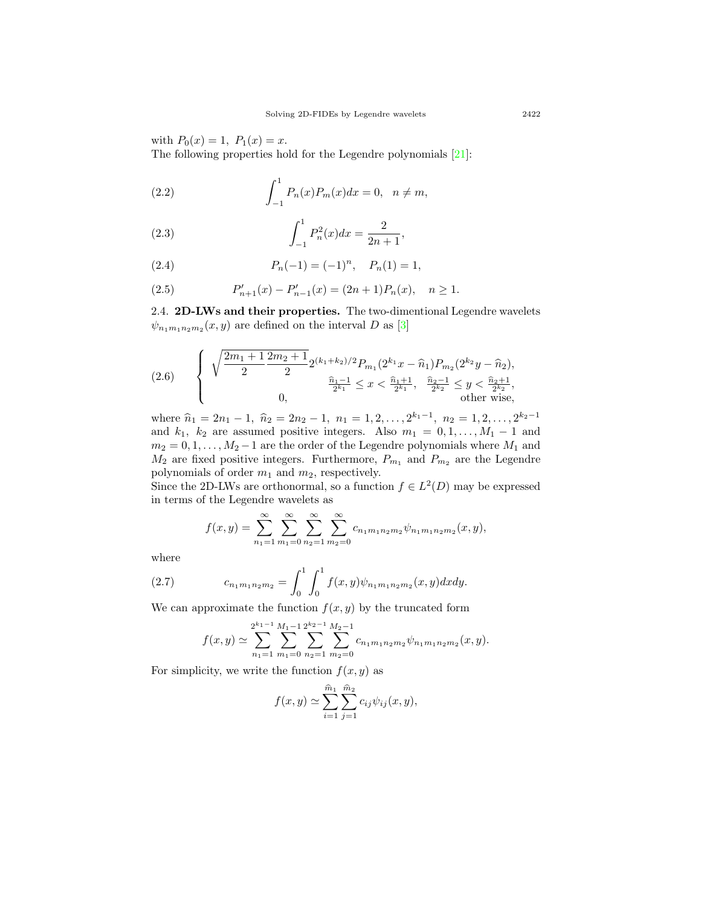with $P_0(x) = 1,\ P_1(x) = x$.
The following properties hold for the Legendre polynomials [21]:

$$\int_{-1}^{1} P_n(x)P_m(x)dx = 0, \quad n \neq m, \tag{2.2}$$

$$\int_{-1}^{1} P_n^2(x)dx = \frac{2}{2n+1}, \tag{2.3}$$

$$P_n(-1) = (-1)^n, \quad P_n(1) = 1, \tag{2.4}$$

$$P'_{n+1}(x) - P'_{n-1}(x) = (2n+1)P_n(x), \quad n \geq 1. \tag{2.5}$$

2.4. **2D-LWs and their properties.** The two-dimentional Legendre wavelets $\psi_{n_1m_1n_2m_2}(x,y)$ are defined on the interval $D$ as [3]

$$\begin{cases} \sqrt{\dfrac{2m_1+1}{2}\dfrac{2m_2+1}{2}}\,2^{(k_1+k_2)/2}P_{m_1}(2^{k_1}x-\widehat{n}_1)P_{m_2}(2^{k_2}y-\widehat{n}_2), \\ \qquad\qquad\qquad \frac{\widehat{n}_1-1}{2^{k_1}} \leq x < \frac{\widehat{n}_1+1}{2^{k_1}}, \quad \frac{\widehat{n}_2-1}{2^{k_2}} \leq y < \frac{\widehat{n}_2+1}{2^{k_2}}, \\ 0, \qquad\qquad\qquad\qquad\qquad\qquad \text{other wise}, \end{cases} \tag{2.6}$$

where $\widehat{n}_1 = 2n_1 - 1,\ \widehat{n}_2 = 2n_2 - 1,\ n_1 = 1, 2, \ldots, 2^{k_1-1},\ n_2 = 1, 2, \ldots, 2^{k_2-1}$ and $k_1,\ k_2$ are assumed positive integers. Also $m_1 = 0, 1, \ldots, M_1 - 1$ and $m_2 = 0, 1, \ldots, M_2 - 1$ are the order of the Legendre polynomials where $M_1$ and $M_2$ are fixed positive integers. Furthermore, $P_{m_1}$ and $P_{m_2}$ are the Legendre polynomials of order $m_1$ and $m_2$, respectively.
Since the 2D-LWs are orthonormal, so a function $f \in L^2(D)$ may be expressed in terms of the Legendre wavelets as

$$f(x,y) = \sum_{n_1=1}^{\infty}\sum_{m_1=0}^{\infty}\sum_{n_2=1}^{\infty}\sum_{m_2=0}^{\infty} c_{n_1m_1n_2m_2}\psi_{n_1m_1n_2m_2}(x,y),$$

where

$$c_{n_1m_1n_2m_2} = \int_0^1\int_0^1 f(x,y)\psi_{n_1m_1n_2m_2}(x,y)dxdy. \tag{2.7}$$

We can approximate the function $f(x,y)$ by the truncated form

$$f(x,y) \simeq \sum_{n_1=1}^{2^{k_1-1}}\sum_{m_1=0}^{M_1-1}\sum_{n_2=1}^{2^{k_2-1}}\sum_{m_2=0}^{M_2-1} c_{n_1m_1n_2m_2}\psi_{n_1m_1n_2m_2}(x,y).$$

For simplicity, we write the function $f(x,y)$ as

$$f(x,y) \simeq \sum_{i=1}^{\widehat{m}_1}\sum_{j=1}^{\widehat{m}_2} c_{ij}\psi_{ij}(x,y),$$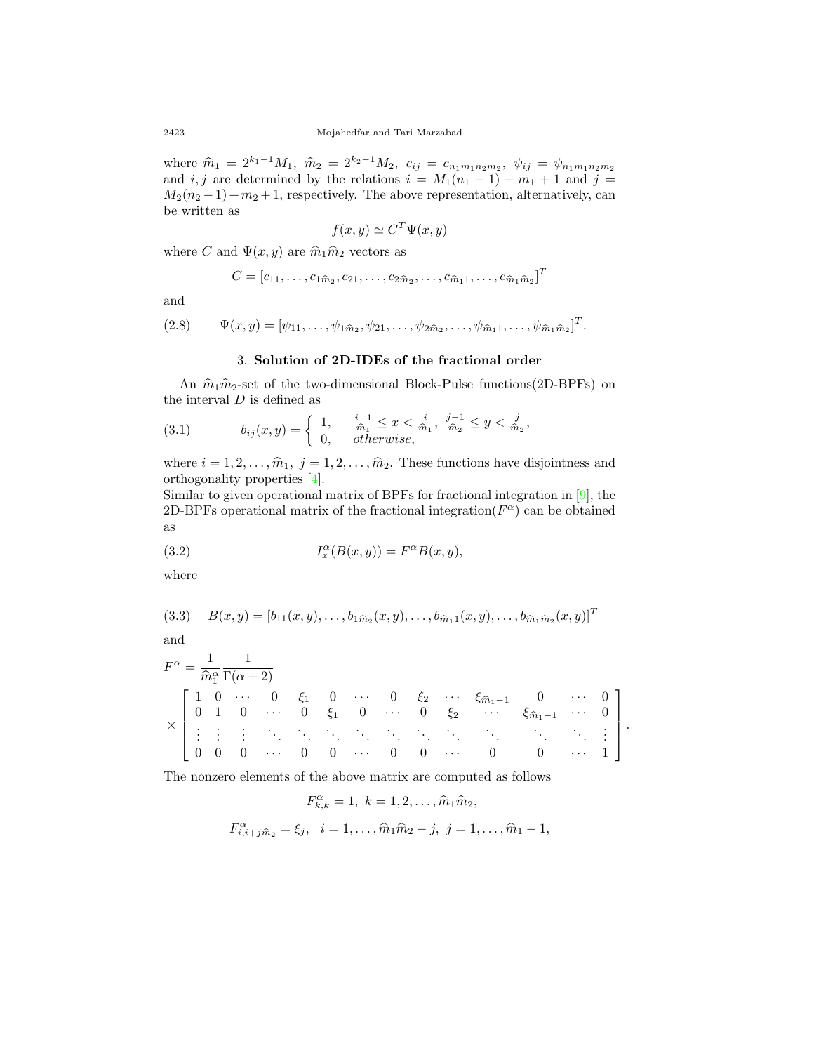where $\widehat{m}_1 = 2^{k_1-1}M_1$, $\widehat{m}_2 = 2^{k_2-1}M_2$, $c_{ij} = c_{n_1m_1n_2m_2}$, $\psi_{ij} = \psi_{n_1m_1n_2m_2}$ and $i, j$ are determined by the relations $i = M_1(n_1-1)+m_1+1$ and $j = M_2(n_2-1)+m_2+1$, respectively. The above representation, alternatively, can be written as

$$f(x,y) \simeq C^T\Psi(x,y)$$

where $C$ and $\Psi(x,y)$ are $\widehat{m}_1\widehat{m}_2$ vectors as

$$C = [c_{11}, \ldots, c_{1\widehat{m}_2}, c_{21}, \ldots, c_{2\widehat{m}_2}, \ldots, c_{\widehat{m}_1 1}, \ldots, c_{\widehat{m}_1\widehat{m}_2}]^T$$

and

$$\Psi(x,y) = [\psi_{11}, \ldots, \psi_{1\widehat{m}_2}, \psi_{21}, \ldots, \psi_{2\widehat{m}_2}, \ldots, \psi_{\widehat{m}_1 1}, \ldots, \psi_{\widehat{m}_1\widehat{m}_2}]^T. \tag{2.8}$$

## 3. Solution of 2D-IDEs of the fractional order

An $\widehat{m}_1\widehat{m}_2$-set of the two-dimensional Block-Pulse functions(2D-BPFs) on the interval $D$ is defined as

$$b_{ij}(x,y) = \begin{cases} 1, & \frac{i-1}{\widehat{m}_1} \le x < \frac{i}{\widehat{m}_1},\ \frac{j-1}{\widehat{m}_2} \le y < \frac{j}{\widehat{m}_2}, \\ 0, & otherwise, \end{cases} \tag{3.1}$$

where $i = 1, 2, \ldots, \widehat{m}_1$, $j = 1, 2, \ldots, \widehat{m}_2$. These functions have disjointness and orthogonality properties [4].

Similar to given operational matrix of BPFs for fractional integration in [9], the 2D-BPFs operational matrix of the fractional integration($F^\alpha$) can be obtained as

$$I_x^\alpha(B(x,y)) = F^\alpha B(x,y), \tag{3.2}$$

where

$$B(x,y) = [b_{11}(x,y), \ldots, b_{1\widehat{m}_2}(x,y), \ldots, b_{\widehat{m}_1 1}(x,y), \ldots, b_{\widehat{m}_1\widehat{m}_2}(x,y)]^T \tag{3.3}$$

and

$$F^\alpha = \frac{1}{\widehat{m}_1^\alpha}\frac{1}{\Gamma(\alpha+2)} \times \begin{bmatrix} 1 & 0 & \cdots & 0 & \xi_1 & 0 & \cdots & 0 & \xi_2 & \cdots & \xi_{\widehat{m}_1-1} & 0 & \cdots & 0 \\ 0 & 1 & 0 & \cdots & 0 & \xi_1 & 0 & \cdots & 0 & \xi_2 & \cdots & \xi_{\widehat{m}_1-1} & \cdots & 0 \\ \vdots & \vdots & \vdots & \ddots & \ddots & \ddots & \ddots & \ddots & \ddots & \ddots & \ddots & \ddots & \ddots & \vdots \\ 0 & 0 & 0 & \cdots & 0 & 0 & \cdots & 0 & 0 & \cdots & 0 & 0 & \cdots & 1 \end{bmatrix}.$$

The nonzero elements of the above matrix are computed as follows

$$F^\alpha_{k,k} = 1,\ k = 1, 2, \ldots, \widehat{m}_1\widehat{m}_2,$$

$$F^\alpha_{i,i+j\widehat{m}_2} = \xi_j, \quad i = 1, \ldots, \widehat{m}_1\widehat{m}_2 - j,\ j = 1, \ldots, \widehat{m}_1 - 1,$$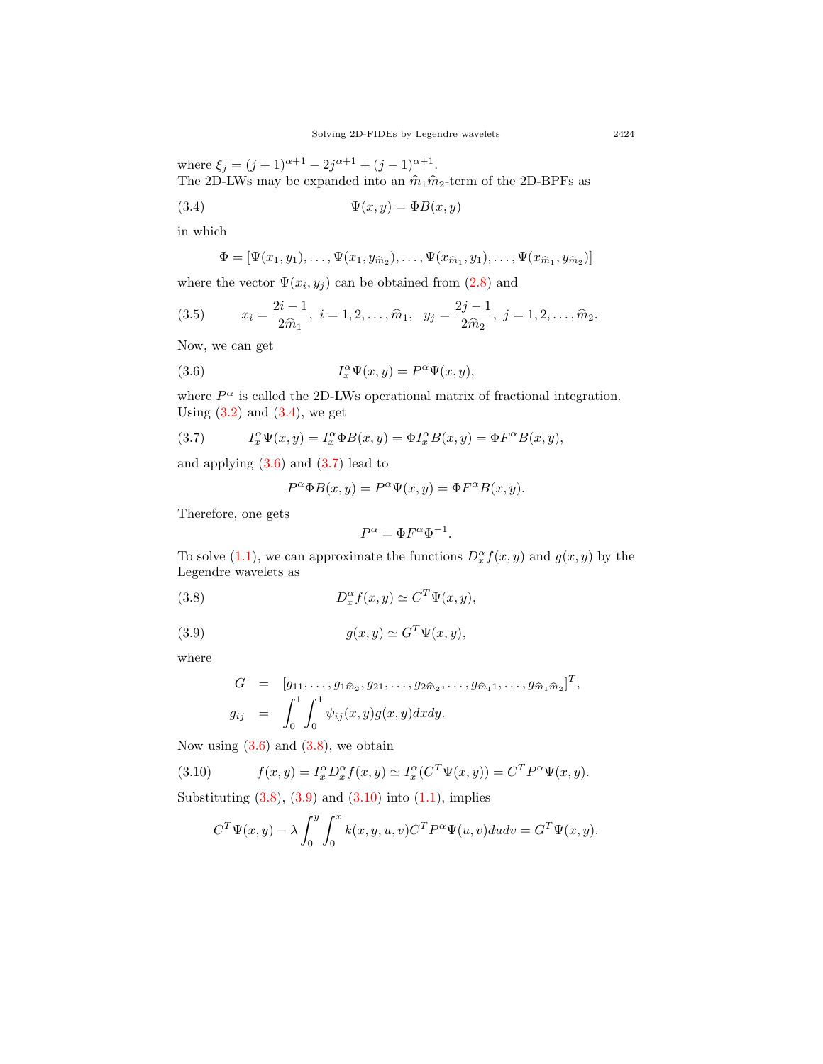where $\xi_j = (j+1)^{\alpha+1} - 2j^{\alpha+1} + (j-1)^{\alpha+1}$.
The 2D-LWs may be expanded into an $\widehat{m}_1\widehat{m}_2$-term of the 2D-BPFs as

$$\Psi(x,y) = \Phi B(x,y) \tag{3.4}$$

in which

$$\Phi = [\Psi(x_1,y_1),\ldots,\Psi(x_1,y_{\widehat{m}_2}),\ldots,\Psi(x_{\widehat{m}_1},y_1),\ldots,\Psi(x_{\widehat{m}_1},y_{\widehat{m}_2})]$$

where the vector $\Psi(x_i,y_j)$ can be obtained from (2.8) and

$$x_i = \frac{2i-1}{2\widehat{m}_1},\ i=1,2,\ldots,\widehat{m}_1, \quad y_j = \frac{2j-1}{2\widehat{m}_2},\ j=1,2,\ldots,\widehat{m}_2. \tag{3.5}$$

Now, we can get

$$I_x^\alpha \Psi(x,y) = P^\alpha \Psi(x,y), \tag{3.6}$$

where $P^\alpha$ is called the 2D-LWs operational matrix of fractional integration.
Using (3.2) and (3.4), we get

$$I_x^\alpha \Psi(x,y) = I_x^\alpha \Phi B(x,y) = \Phi I_x^\alpha B(x,y) = \Phi F^\alpha B(x,y), \tag{3.7}$$

and applying (3.6) and (3.7) lead to

$$P^\alpha \Phi B(x,y) = P^\alpha \Psi(x,y) = \Phi F^\alpha B(x,y).$$

Therefore, one gets

$$P^\alpha = \Phi F^\alpha \Phi^{-1}.$$

To solve (1.1), we can approximate the functions $D_x^\alpha f(x,y)$ and $g(x,y)$ by the Legendre wavelets as

$$D_x^\alpha f(x,y) \simeq C^T \Psi(x,y), \tag{3.8}$$

$$g(x,y) \simeq G^T \Psi(x,y), \tag{3.9}$$

where

$$\begin{aligned} G &= [g_{11},\ldots,g_{1\widehat{m}_2},g_{21},\ldots,g_{2\widehat{m}_2},\ldots,g_{\widehat{m}_1 1},\ldots,g_{\widehat{m}_1\widehat{m}_2}]^T, \\ g_{ij} &= \int_0^1\int_0^1 \psi_{ij}(x,y)g(x,y)dxdy. \end{aligned}$$

Now using (3.6) and (3.8), we obtain

$$f(x,y) = I_x^\alpha D_x^\alpha f(x,y) \simeq I_x^\alpha (C^T\Psi(x,y)) = C^T P^\alpha \Psi(x,y). \tag{3.10}$$

Substituting (3.8), (3.9) and (3.10) into (1.1), implies

$$C^T\Psi(x,y) - \lambda \int_0^y \int_0^x k(x,y,u,v) C^T P^\alpha \Psi(u,v)dudv = G^T\Psi(x,y).$$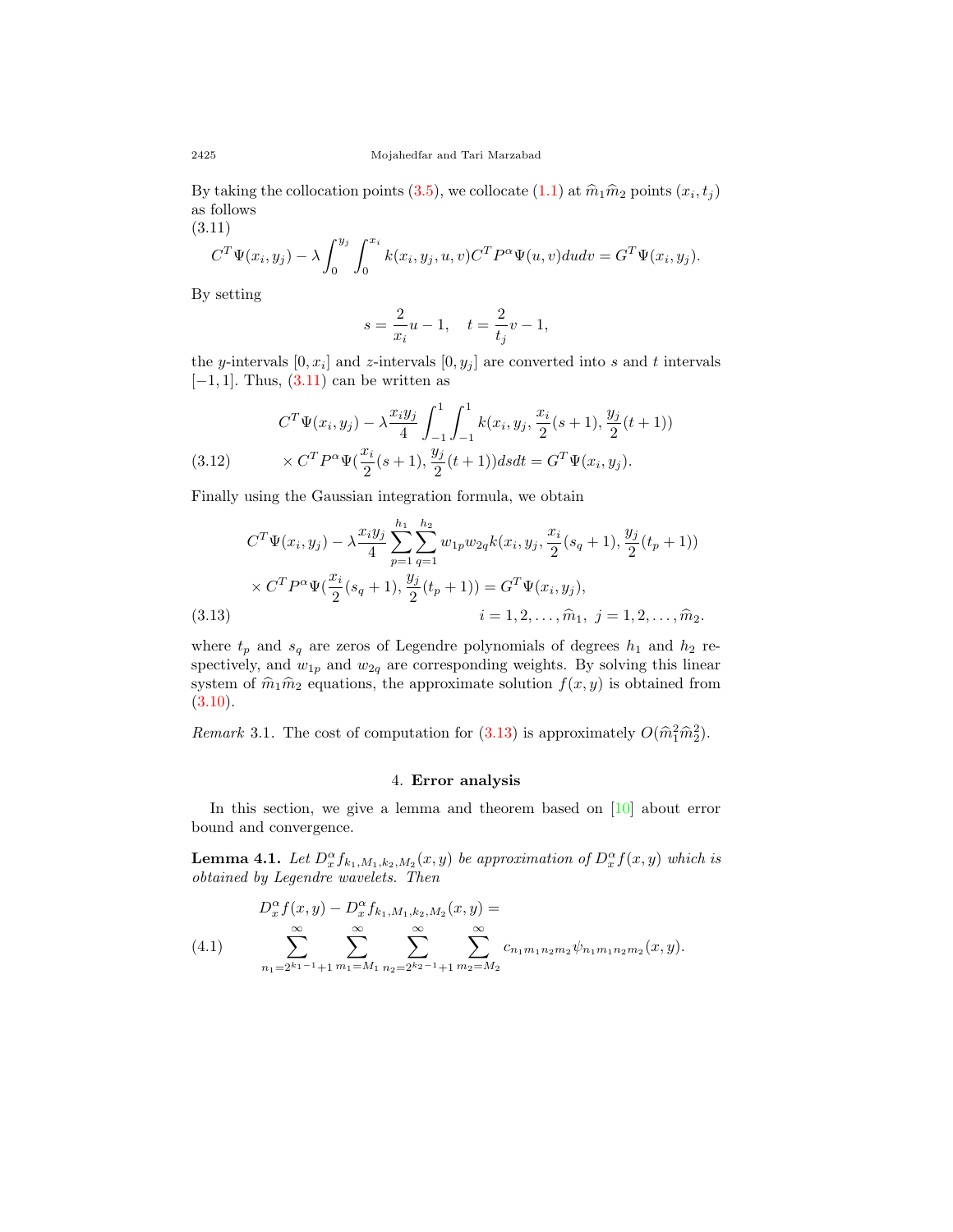By taking the collocation points (3.5), we collocate (1.1) at $\widehat{m}_1\widehat{m}_2$ points $(x_i, t_j)$ as follows

(3.11)
$$C^T\Psi(x_i, y_j) - \lambda \int_0^{y_j}\int_0^{x_i} k(x_i, y_j, u, v) C^T P^\alpha \Psi(u, v) du dv = G^T\Psi(x_i, y_j).$$

By setting

$$s = \frac{2}{x_i}u - 1, \quad t = \frac{2}{t_j}v - 1,$$

the $y$-intervals $[0, x_i]$ and $z$-intervals $[0, y_j]$ are converted into $s$ and $t$ intervals $[-1, 1]$. Thus, (3.11) can be written as

$$\begin{aligned} &C^T\Psi(x_i, y_j) - \lambda \frac{x_i y_j}{4}\int_{-1}^{1}\int_{-1}^{1} k(x_i, y_j, \frac{x_i}{2}(s+1), \frac{y_j}{2}(t+1)) \\ &\times C^T P^\alpha \Psi(\frac{x_i}{2}(s+1), \frac{y_j}{2}(t+1)) ds dt = G^T\Psi(x_i, y_j). \end{aligned} \tag{3.12}$$

Finally using the Gaussian integration formula, we obtain

$$\begin{aligned} &C^T\Psi(x_i, y_j) - \lambda \frac{x_i y_j}{4}\sum_{p=1}^{h_1}\sum_{q=1}^{h_2} w_{1p} w_{2q} k(x_i, y_j, \frac{x_i}{2}(s_q+1), \frac{y_j}{2}(t_p+1)) \\ &\times C^T P^\alpha \Psi(\frac{x_i}{2}(s_q+1), \frac{y_j}{2}(t_p+1)) = G^T\Psi(x_i, y_j), \\ &\qquad\qquad\qquad\qquad i = 1, 2, \ldots, \widehat{m}_1, \ j = 1, 2, \ldots, \widehat{m}_2. \end{aligned} \tag{3.13}$$

where $t_p$ and $s_q$ are zeros of Legendre polynomials of degrees $h_1$ and $h_2$ respectively, and $w_{1p}$ and $w_{2q}$ are corresponding weights. By solving this linear system of $\widehat{m}_1\widehat{m}_2$ equations, the approximate solution $f(x, y)$ is obtained from (3.10).

*Remark* 3.1. The cost of computation for (3.13) is approximately $O(\widehat{m}_1^2\widehat{m}_2^2)$.

## 4. Error analysis

In this section, we give a lemma and theorem based on [10] about error bound and convergence.

**Lemma 4.1.** *Let $D_x^\alpha f_{k_1,M_1,k_2,M_2}(x, y)$ be approximation of $D_x^\alpha f(x, y)$ which is obtained by Legendre wavelets. Then*

$$\begin{aligned} &D_x^\alpha f(x, y) - D_x^\alpha f_{k_1,M_1,k_2,M_2}(x, y) = \\ &\sum_{n_1=2^{k_1-1}+1}^{\infty}\sum_{m_1=M_1}^{\infty}\sum_{n_2=2^{k_2-1}+1}^{\infty}\sum_{m_2=M_2}^{\infty} c_{n_1m_1n_2m_2}\psi_{n_1m_1n_2m_2}(x, y). \end{aligned} \tag{4.1}$$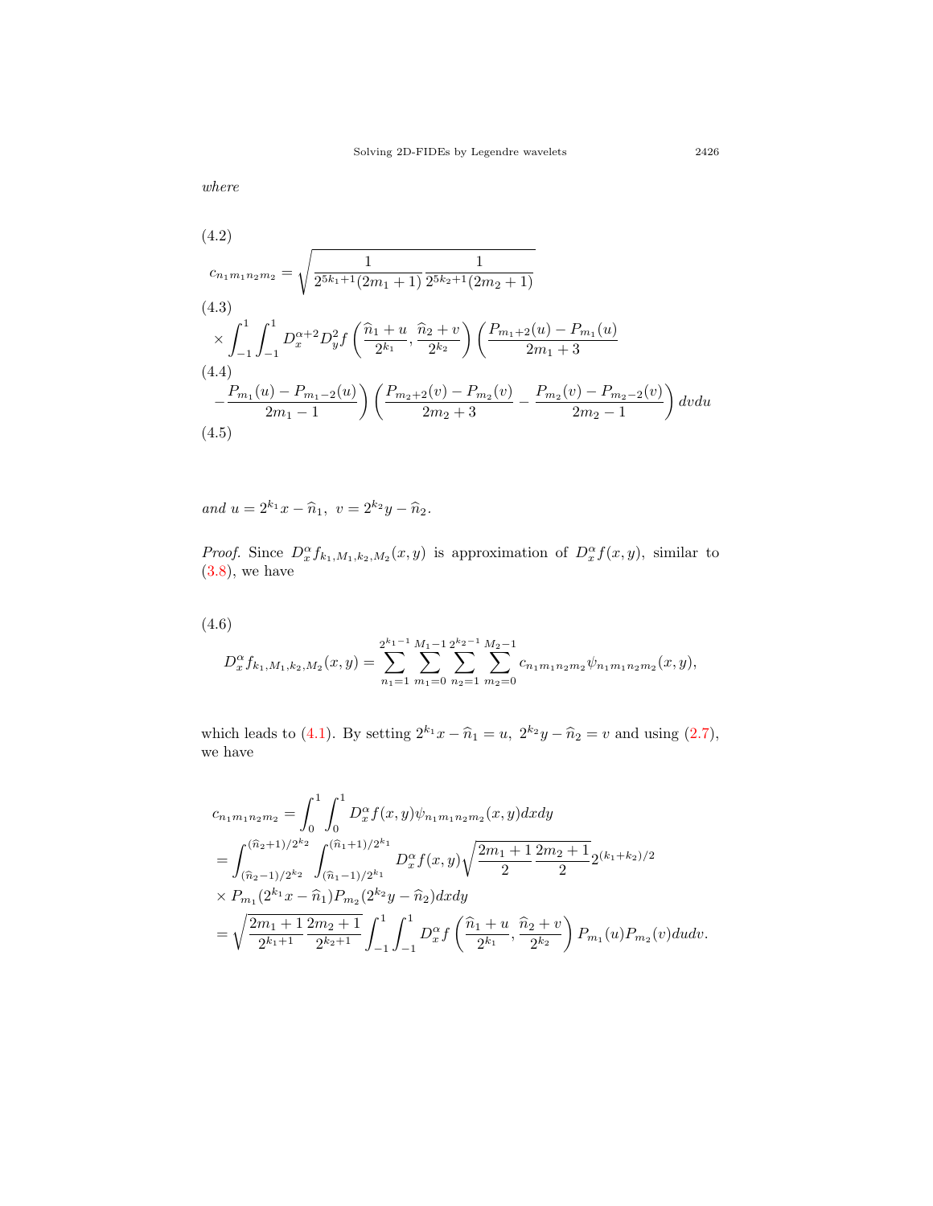*where*

(4.2)

$$c_{n_1m_1n_2m_2} = \sqrt{\frac{1}{2^{5k_1+1}(2m_1+1)}\frac{1}{2^{5k_2+1}(2m_2+1)}}$$

(4.3)

$$\times \int_{-1}^{1}\int_{-1}^{1} D_x^{\alpha+2}D_y^2 f\left(\frac{\widehat{n}_1+u}{2^{k_1}}, \frac{\widehat{n}_2+v}{2^{k_2}}\right)\left(\frac{P_{m_1+2}(u)-P_{m_1}(u)}{2m_1+3}\right.$$

(4.4)

$$\left.-\frac{P_{m_1}(u)-P_{m_1-2}(u)}{2m_1-1}\right)\left(\frac{P_{m_2+2}(v)-P_{m_2}(v)}{2m_2+3} - \frac{P_{m_2}(v)-P_{m_2-2}(v)}{2m_2-1}\right)dvdu$$

(4.5)

*and* $u = 2^{k_1}x - \widehat{n}_1,\ v = 2^{k_2}y - \widehat{n}_2$.

*Proof.* Since $D_x^{\alpha} f_{k_1,M_1,k_2,M_2}(x,y)$ is approximation of $D_x^{\alpha} f(x,y)$, similar to (3.8), we have

(4.6)

$$D_x^{\alpha} f_{k_1,M_1,k_2,M_2}(x,y) = \sum_{n_1=1}^{2^{k_1-1}}\sum_{m_1=0}^{M_1-1}\sum_{n_2=1}^{2^{k_2-1}}\sum_{m_2=0}^{M_2-1} c_{n_1m_1n_2m_2}\psi_{n_1m_1n_2m_2}(x,y),$$

which leads to (4.1). By setting $2^{k_1}x - \widehat{n}_1 = u,\ 2^{k_2}y - \widehat{n}_2 = v$ and using (2.7), we have

$$\begin{aligned}
c_{n_1m_1n_2m_2} &= \int_0^1\int_0^1 D_x^{\alpha} f(x,y)\psi_{n_1m_1n_2m_2}(x,y)dxdy \\
&= \int_{(\widehat{n}_2-1)/2^{k_2}}^{(\widehat{n}_2+1)/2^{k_2}}\int_{(\widehat{n}_1-1)/2^{k_1}}^{(\widehat{n}_1+1)/2^{k_1}} D_x^{\alpha} f(x,y)\sqrt{\frac{2m_1+1}{2}\frac{2m_2+1}{2}}2^{(k_1+k_2)/2} \\
&\times P_{m_1}(2^{k_1}x-\widehat{n}_1)P_{m_2}(2^{k_2}y-\widehat{n}_2)dxdy \\
&= \sqrt{\frac{2m_1+1}{2^{k_1+1}}\frac{2m_2+1}{2^{k_2+1}}}\int_{-1}^{1}\int_{-1}^{1} D_x^{\alpha} f\left(\frac{\widehat{n}_1+u}{2^{k_1}}, \frac{\widehat{n}_2+v}{2^{k_2}}\right)P_{m_1}(u)P_{m_2}(v)dudv.
\end{aligned}$$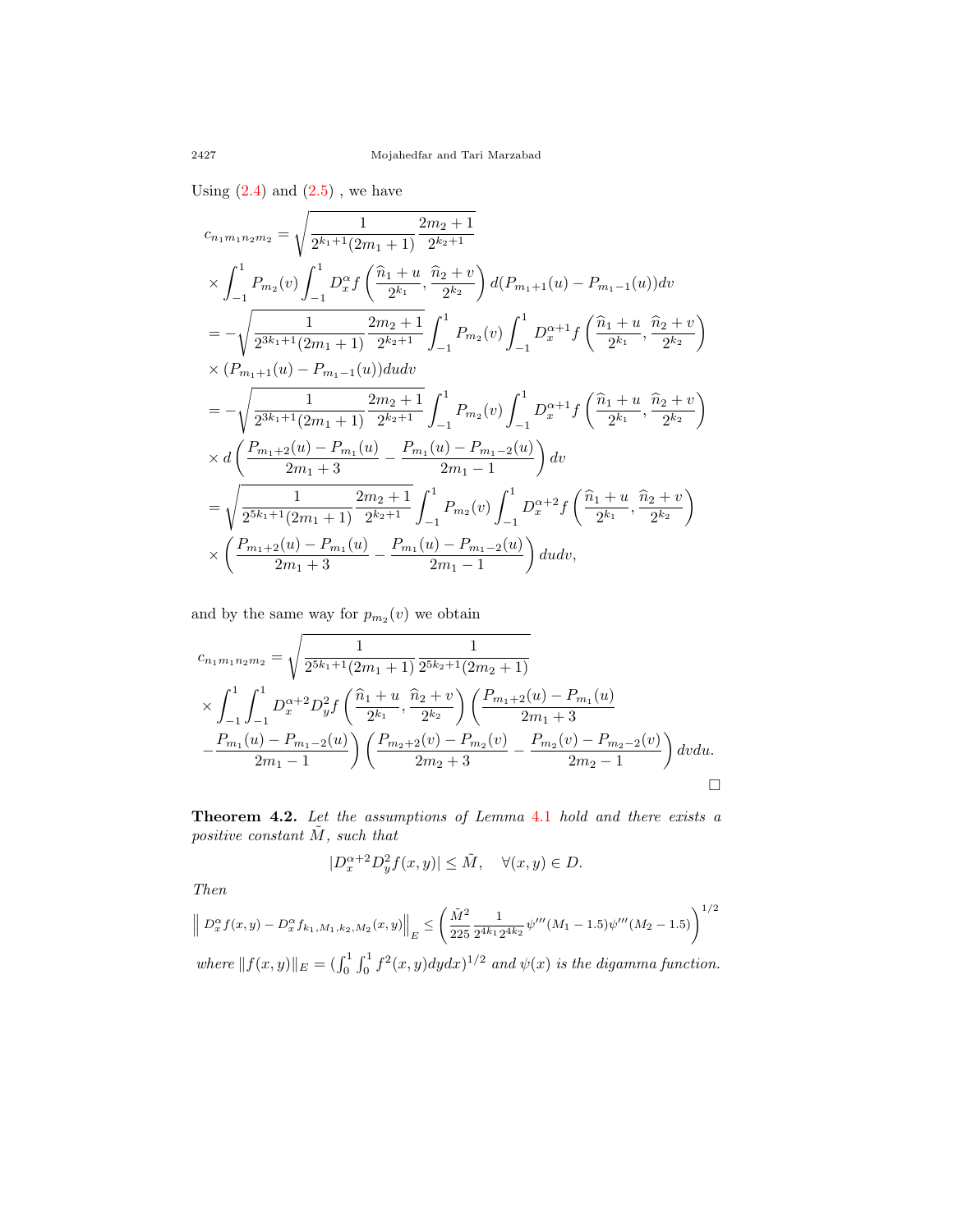Using (2.4) and (2.5) , we have

$$
\begin{aligned}
c_{n_1 m_1 n_2 m_2} &= \sqrt{\frac{1}{2^{k_1+1}(2m_1+1)} \frac{2m_2+1}{2^{k_2+1}}} \\
&\times \int_{-1}^{1} P_{m_2}(v) \int_{-1}^{1} D_x^{\alpha} f\left(\frac{\widehat{n}_1+u}{2^{k_1}}, \frac{\widehat{n}_2+v}{2^{k_2}}\right) d(P_{m_1+1}(u) - P_{m_1-1}(u)) dv \\
&= -\sqrt{\frac{1}{2^{3k_1+1}(2m_1+1)} \frac{2m_2+1}{2^{k_2+1}}} \int_{-1}^{1} P_{m_2}(v) \int_{-1}^{1} D_x^{\alpha+1} f\left(\frac{\widehat{n}_1+u}{2^{k_1}}, \frac{\widehat{n}_2+v}{2^{k_2}}\right) \\
&\times (P_{m_1+1}(u) - P_{m_1-1}(u)) du dv \\
&= -\sqrt{\frac{1}{2^{3k_1+1}(2m_1+1)} \frac{2m_2+1}{2^{k_2+1}}} \int_{-1}^{1} P_{m_2}(v) \int_{-1}^{1} D_x^{\alpha+1} f\left(\frac{\widehat{n}_1+u}{2^{k_1}}, \frac{\widehat{n}_2+v}{2^{k_2}}\right) \\
&\times d\left(\frac{P_{m_1+2}(u) - P_{m_1}(u)}{2m_1+3} - \frac{P_{m_1}(u) - P_{m_1-2}(u)}{2m_1-1}\right) dv \\
&= \sqrt{\frac{1}{2^{5k_1+1}(2m_1+1)} \frac{2m_2+1}{2^{k_2+1}}} \int_{-1}^{1} P_{m_2}(v) \int_{-1}^{1} D_x^{\alpha+2} f\left(\frac{\widehat{n}_1+u}{2^{k_1}}, \frac{\widehat{n}_2+v}{2^{k_2}}\right) \\
&\times \left(\frac{P_{m_1+2}(u) - P_{m_1}(u)}{2m_1+3} - \frac{P_{m_1}(u) - P_{m_1-2}(u)}{2m_1-1}\right) du dv,
\end{aligned}
$$

and by the same way for $p_{m_2}(v)$ we obtain

$$
\begin{aligned}
c_{n_1 m_1 n_2 m_2} &= \sqrt{\frac{1}{2^{5k_1+1}(2m_1+1)} \frac{1}{2^{5k_2+1}(2m_2+1)}} \\
&\times \int_{-1}^{1} \int_{-1}^{1} D_x^{\alpha+2} D_y^2 f\left(\frac{\widehat{n}_1+u}{2^{k_1}}, \frac{\widehat{n}_2+v}{2^{k_2}}\right) \left(\frac{P_{m_1+2}(u) - P_{m_1}(u)}{2m_1+3}\right. \\
&\left.- \frac{P_{m_1}(u) - P_{m_1-2}(u)}{2m_1-1}\right) \left(\frac{P_{m_2+2}(v) - P_{m_2}(v)}{2m_2+3} - \frac{P_{m_2}(v) - P_{m_2-2}(v)}{2m_2-1}\right) dv du.
\end{aligned}
$$

□

**Theorem 4.2.** *Let the assumptions of Lemma 4.1 hold and there exists a positive constant $\tilde{M}$, such that*

$$
|D_x^{\alpha+2} D_y^2 f(x,y)| \le \tilde{M}, \quad \forall (x,y) \in D.
$$

*Then*

$$
\left\| D_x^{\alpha} f(x,y) - D_x^{\alpha} f_{k_1,M_1,k_2,M_2}(x,y) \right\|_E \le \left( \frac{\tilde{M}^2}{225} \frac{1}{2^{4k_1} 2^{4k_2}} \psi'''(M_1 - 1.5) \psi'''(M_2 - 1.5) \right)^{1/2}
$$

*where $\|f(x,y)\|_E = (\int_0^1 \int_0^1 f^2(x,y) dy dx)^{1/2}$ and $\psi(x)$ is the digamma function.*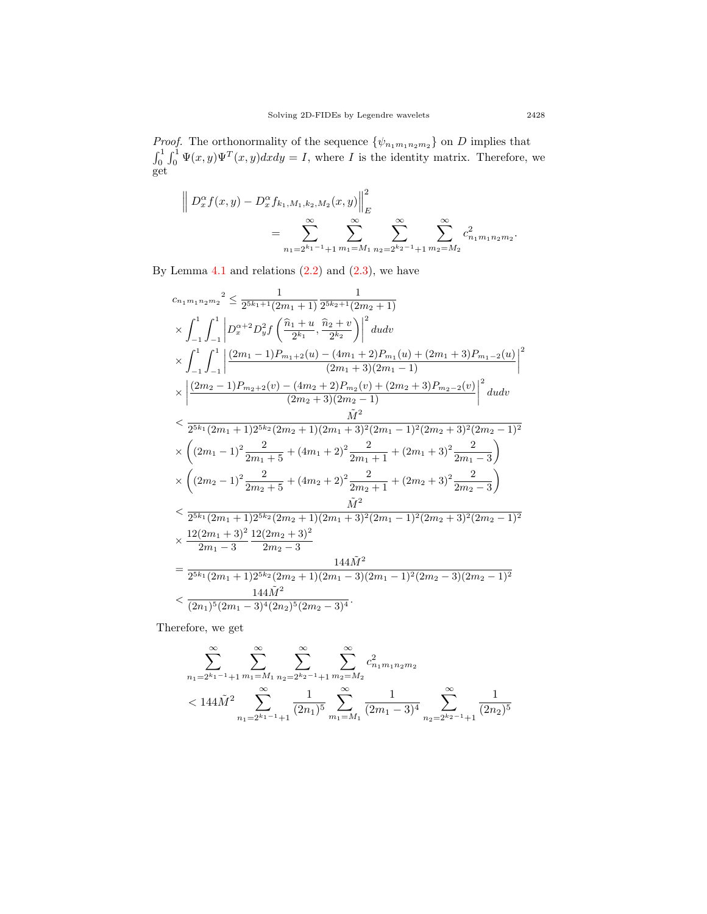*Proof.* The orthonormality of the sequence $\{\psi_{n_1 m_1 n_2 m_2}\}$ on $D$ implies that $\int_0^1 \int_0^1 \Psi(x,y)\Psi^T(x,y)dxdy = I$, where $I$ is the identity matrix. Therefore, we get

$$\Big\| D_x^\alpha f(x,y) - D_x^\alpha f_{k_1,M_1,k_2,M_2}(x,y) \Big\|_E^2 = \sum_{n_1=2^{k_1-1}+1}^{\infty} \sum_{m_1=M_1}^{\infty} \sum_{n_2=2^{k_2-1}+1}^{\infty} \sum_{m_2=M_2}^{\infty} c_{n_1 m_1 n_2 m_2}^2.$$

By Lemma 4.1 and relations (2.2) and (2.3), we have

$$\begin{aligned}
{c_{n_1 m_1 n_2 m_2}}^2 &\le \frac{1}{2^{5k_1+1}(2m_1+1)} \frac{1}{2^{5k_2+1}(2m_2+1)} \\
&\times \int_{-1}^{1}\int_{-1}^{1} \left| D_x^{\alpha+2} D_y^2 f\left(\frac{\widehat{n}_1+u}{2^{k_1}}, \frac{\widehat{n}_2+v}{2^{k_2}}\right)\right|^2 dudv \\
&\times \int_{-1}^{1}\int_{-1}^{1} \left| \frac{(2m_1-1)P_{m_1+2}(u) - (4m_1+2)P_{m_1}(u) + (2m_1+3)P_{m_1-2}(u)}{(2m_1+3)(2m_1-1)} \right|^2 \\
&\times \left| \frac{(2m_2-1)P_{m_2+2}(v) - (4m_2+2)P_{m_2}(v) + (2m_2+3)P_{m_2-2}(v)}{(2m_2+3)(2m_2-1)} \right|^2 dudv \\
&< \frac{\tilde{M}^2}{2^{5k_1}(2m_1+1)2^{5k_2}(2m_2+1)(2m_1+3)^2(2m_1-1)^2(2m_2+3)^2(2m_2-1)^2} \\
&\times \left( (2m_1-1)^2 \frac{2}{2m_1+5} + (4m_1+2)^2 \frac{2}{2m_1+1} + (2m_1+3)^2 \frac{2}{2m_1-3} \right) \\
&\times \left( (2m_2-1)^2 \frac{2}{2m_2+5} + (4m_2+2)^2 \frac{2}{2m_2+1} + (2m_2+3)^2 \frac{2}{2m_2-3} \right) \\
&< \frac{\tilde{M}^2}{2^{5k_1}(2m_1+1)2^{5k_2}(2m_2+1)(2m_1+3)^2(2m_1-1)^2(2m_2+3)^2(2m_2-1)^2} \\
&\times \frac{12(2m_1+3)^2}{2m_1-3} \frac{12(2m_2+3)^2}{2m_2-3} \\
&= \frac{144\tilde{M}^2}{2^{5k_1}(2m_1+1)2^{5k_2}(2m_2+1)(2m_1-3)(2m_1-1)^2(2m_2-3)(2m_2-1)^2} \\
&< \frac{144\tilde{M}^2}{(2n_1)^5(2m_1-3)^4(2n_2)^5(2m_2-3)^4}.
\end{aligned}$$

Therefore, we get

$$\sum_{n_1=2^{k_1-1}+1}^{\infty} \sum_{m_1=M_1}^{\infty} \sum_{n_2=2^{k_2-1}+1}^{\infty} \sum_{m_2=M_2}^{\infty} c_{n_1 m_1 n_2 m_2}^2 < 144\tilde{M}^2 \sum_{n_1=2^{k_1-1}+1}^{\infty} \frac{1}{(2n_1)^5} \sum_{m_1=M_1}^{\infty} \frac{1}{(2m_1-3)^4} \sum_{n_2=2^{k_2-1}+1}^{\infty} \frac{1}{(2n_2)^5}$$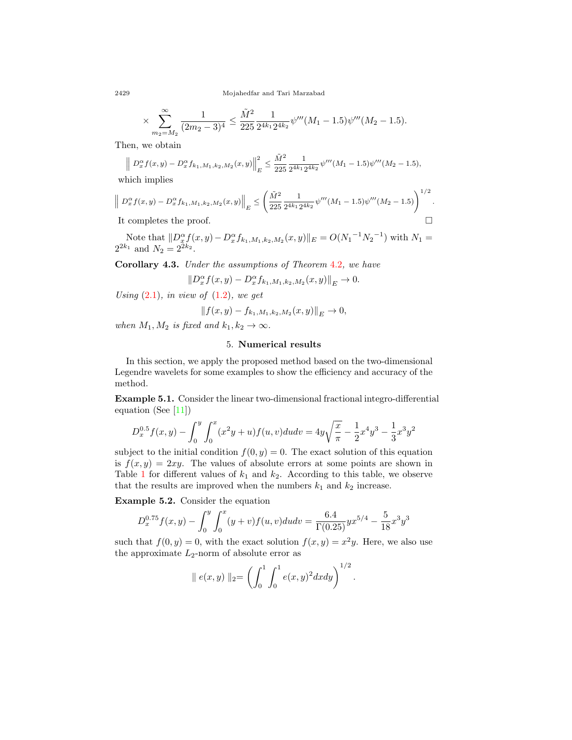$$\times \sum_{m_2=M_2}^{\infty} \frac{1}{(2m_2-3)^4} \leq \frac{\tilde{M}^2}{225} \frac{1}{2^{4k_1} 2^{4k_2}} \psi'''(M_1 - 1.5)\psi'''(M_2 - 1.5).$$

Then, we obtain

$$\left\| D_x^{\alpha} f(x,y) - D_x^{\alpha} f_{k_1,M_1,k_2,M_2}(x,y) \right\|_E^2 \leq \frac{\tilde{M}^2}{225} \frac{1}{2^{4k_1} 2^{4k_2}} \psi'''(M_1 - 1.5)\psi'''(M_2 - 1.5),$$

which implies

$$\left\| D_x^{\alpha} f(x,y) - D_x^{\alpha} f_{k_1,M_1,k_2,M_2}(x,y) \right\|_E \leq \left( \frac{\tilde{M}^2}{225} \frac{1}{2^{4k_1} 2^{4k_2}} \psi'''(M_1 - 1.5)\psi'''(M_2 - 1.5) \right)^{1/2}.$$

It completes the proof. □

Note that $\|D_x^{\alpha} f(x,y) - D_x^{\alpha} f_{k_1,M_1,k_2,M_2}(x,y)\|_E = O({N_1}^{-1}{N_2}^{-1})$ with $N_1 = 2^{2k_1}$ and $N_2 = 2^{2k_2}$.

**Corollary 4.3.** *Under the assumptions of Theorem 4.2, we have*

$$\|D_x^{\alpha} f(x,y) - D_x^{\alpha} f_{k_1,M_1,k_2,M_2}(x,y)\|_E \to 0.$$

*Using (2.1), in view of (1.2), we get*

$$\|f(x,y) - f_{k_1,M_1,k_2,M_2}(x,y)\|_E \to 0,$$

*when $M_1, M_2$ is fixed and $k_1, k_2 \to \infty$.*

## 5. Numerical results

In this section, we apply the proposed method based on the two-dimensional Legendre wavelets for some examples to show the efficiency and accuracy of the method.

**Example 5.1.** Consider the linear two-dimensional fractional integro-differential equation (See [11])

$$D_x^{0.5} f(x,y) - \int_0^y \int_0^x (x^2 y + u) f(u,v) du dv = 4y\sqrt{\frac{x}{\pi}} - \frac{1}{2}x^4 y^3 - \frac{1}{3}x^3 y^2$$

subject to the initial condition $f(0,y) = 0$. The exact solution of this equation is $f(x,y) = 2xy$. The values of absolute errors at some points are shown in Table 1 for different values of $k_1$ and $k_2$. According to this table, we observe that the results are improved when the numbers $k_1$ and $k_2$ increase.

**Example 5.2.** Consider the equation

$$D_x^{0.75} f(x,y) - \int_0^y \int_0^x (y + v) f(u,v) du dv = \frac{6.4}{\Gamma(0.25)} y x^{5/4} - \frac{5}{18} x^3 y^3$$

such that $f(0,y) = 0$, with the exact solution $f(x,y) = x^2 y$. Here, we also use the approximate $L_2$-norm of absolute error as

$$\| e(x,y) \|_2 = \left( \int_0^1 \int_0^1 e(x,y)^2 dx dy \right)^{1/2}.$$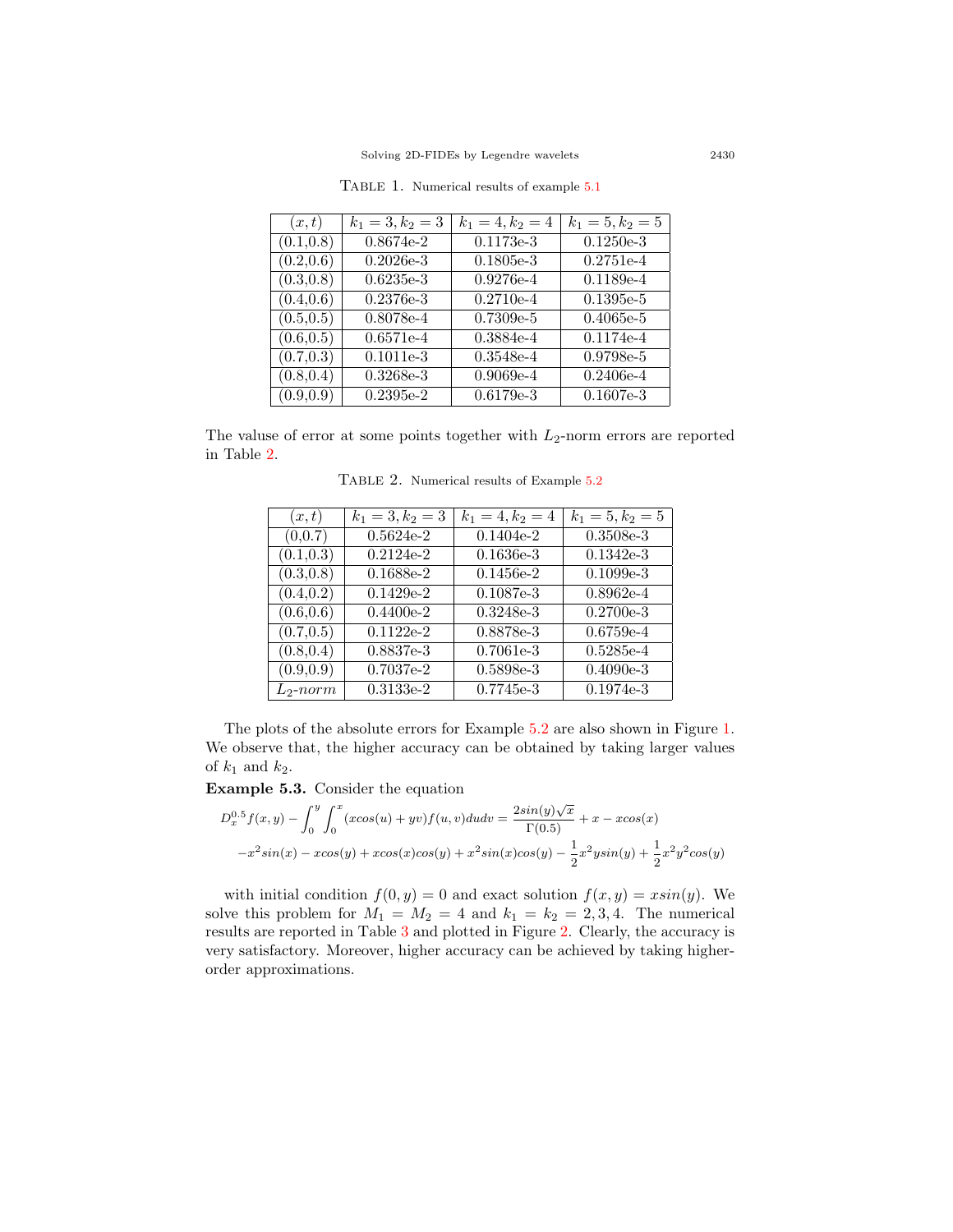TABLE 1. Numerical results of example 5.1

| $(x,t)$ | $k_1=3, k_2=3$ | $k_1=4, k_2=4$ | $k_1=5, k_2=5$ |
|---|---|---|---|
| (0.1,0.8) | 0.8674e-2 | 0.1173e-3 | 0.1250e-3 |
| (0.2,0.6) | 0.2026e-3 | 0.1805e-3 | 0.2751e-4 |
| (0.3,0.8) | 0.6235e-3 | 0.9276e-4 | 0.1189e-4 |
| (0.4,0.6) | 0.2376e-3 | 0.2710e-4 | 0.1395e-5 |
| (0.5,0.5) | 0.8078e-4 | 0.7309e-5 | 0.4065e-5 |
| (0.6,0.5) | 0.6571e-4 | 0.3884e-4 | 0.1174e-4 |
| (0.7,0.3) | 0.1011e-3 | 0.3548e-4 | 0.9798e-5 |
| (0.8,0.4) | 0.3268e-3 | 0.9069e-4 | 0.2406e-4 |
| (0.9,0.9) | 0.2395e-2 | 0.6179e-3 | 0.1607e-3 |

The valuse of error at some points together with $L_2$-norm errors are reported in Table 2.

TABLE 2. Numerical results of Example 5.2

| $(x,t)$ | $k_1=3, k_2=3$ | $k_1=4, k_2=4$ | $k_1=5, k_2=5$ |
|---|---|---|---|
| (0,0.7) | 0.5624e-2 | 0.1404e-2 | 0.3508e-3 |
| (0.1,0.3) | 0.2124e-2 | 0.1636e-3 | 0.1342e-3 |
| (0.3,0.8) | 0.1688e-2 | 0.1456e-2 | 0.1099e-3 |
| (0.4,0.2) | 0.1429e-2 | 0.1087e-3 | 0.8962e-4 |
| (0.6,0.6) | 0.4400e-2 | 0.3248e-3 | 0.2700e-3 |
| (0.7,0.5) | 0.1122e-2 | 0.8878e-3 | 0.6759e-4 |
| (0.8,0.4) | 0.8837e-3 | 0.7061e-3 | 0.5285e-4 |
| (0.9,0.9) | 0.7037e-2 | 0.5898e-3 | 0.4090e-3 |
| $L_2$-$norm$ | 0.3133e-2 | 0.7745e-3 | 0.1974e-3 |

The plots of the absolute errors for Example 5.2 are also shown in Figure 1. We observe that, the higher accuracy can be obtained by taking larger values of $k_1$ and $k_2$.

**Example 5.3.** Consider the equation

$$D_x^{0.5}f(x,y) - \int_0^y\int_0^x (x\cos(u)+yv)f(u,v)dudv = \frac{2\sin(y)\sqrt{x}}{\Gamma(0.5)} + x - x\cos(x)$$
$$-x^2\sin(x) - x\cos(y) + x\cos(x)\cos(y) + x^2\sin(x)\cos(y) - \frac{1}{2}x^2y\sin(y) + \frac{1}{2}x^2y^2\cos(y)$$

with initial condition $f(0,y)=0$ and exact solution $f(x,y)=x\sin(y)$. We solve this problem for $M_1=M_2=4$ and $k_1=k_2=2,3,4$. The numerical results are reported in Table 3 and plotted in Figure 2. Clearly, the accuracy is very satisfactory. Moreover, higher accuracy can be achieved by taking higher-order approximations.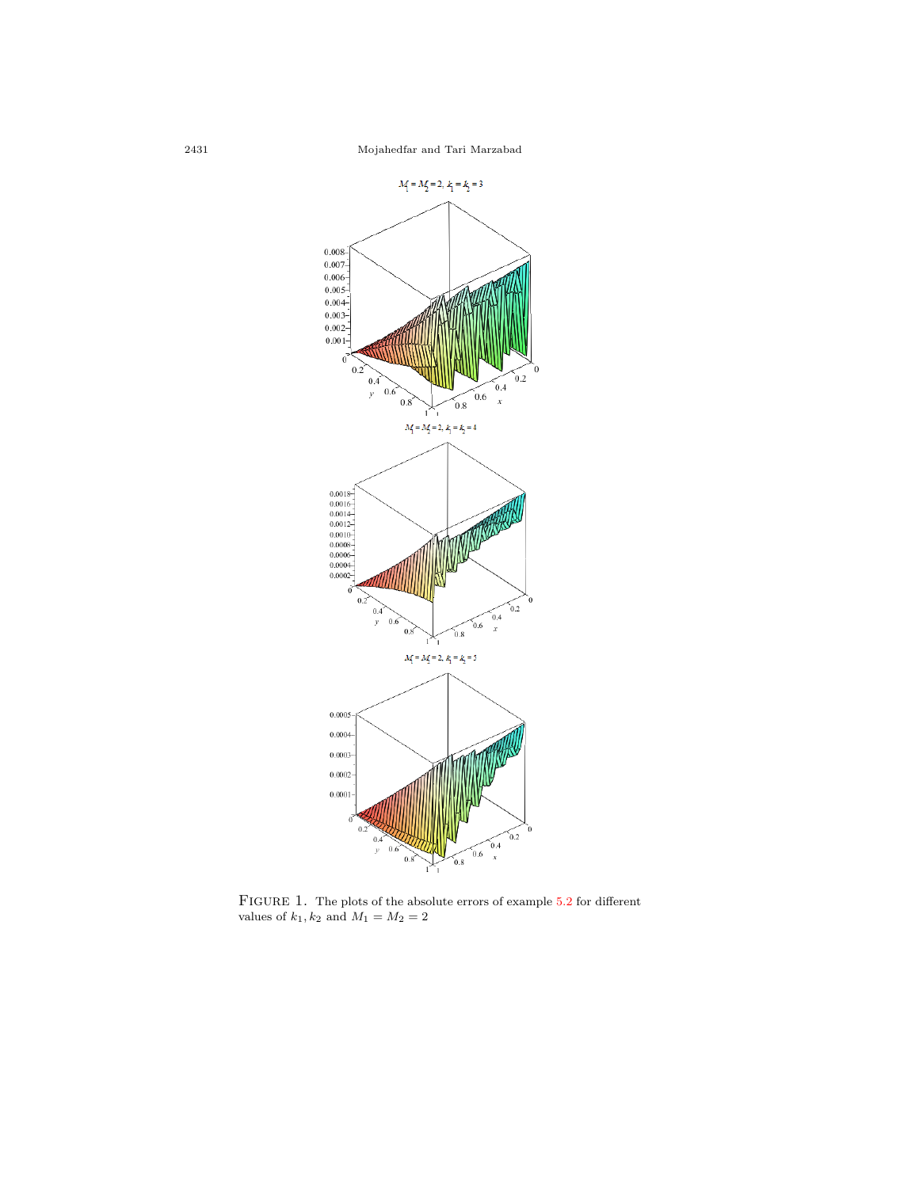FIGURE 1. The plots of the absolute errors of example 5.2 for different values of $k_1, k_2$ and $M_1 = M_2 = 2$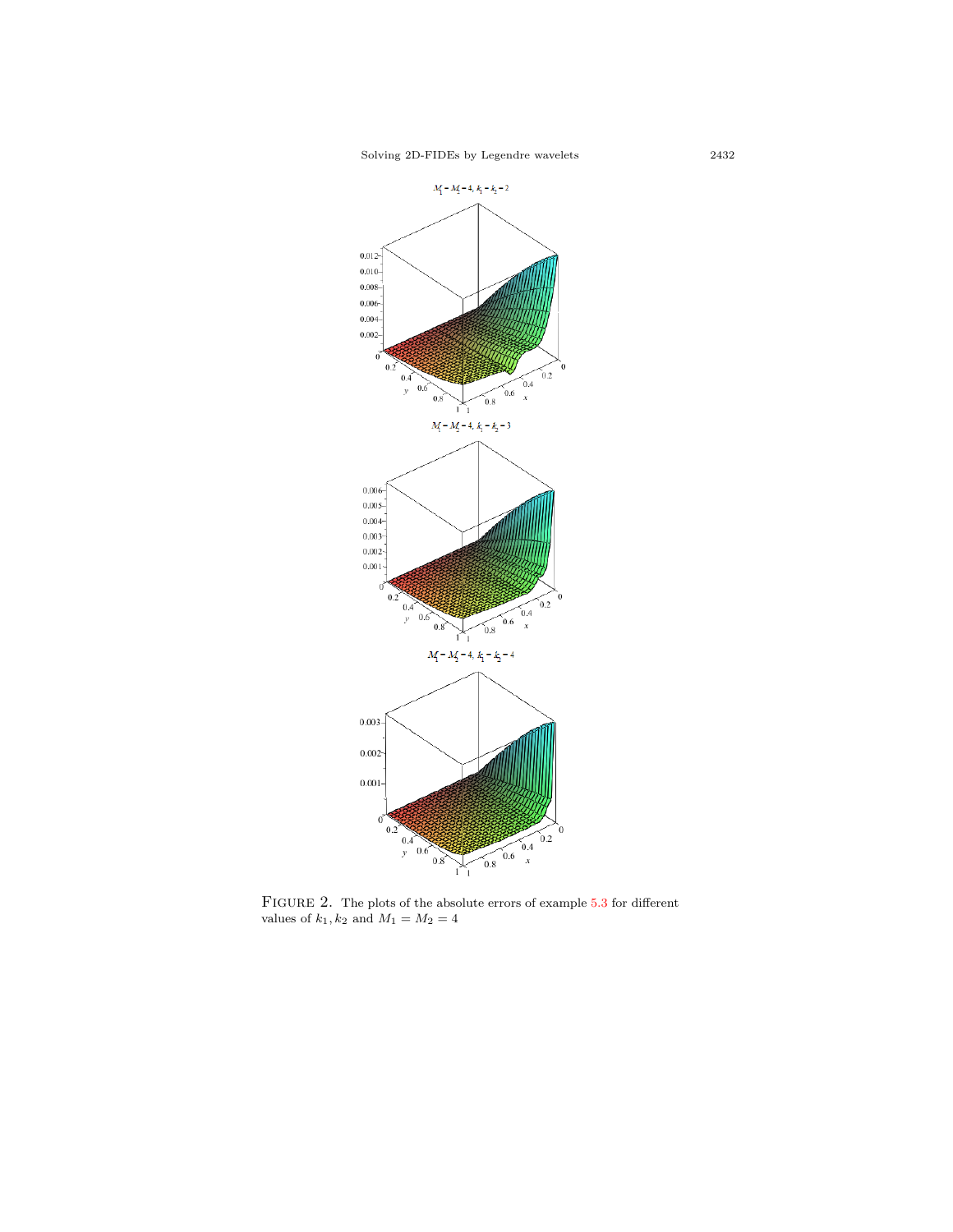FIGURE 2. The plots of the absolute errors of example 5.3 for different values of $k_1, k_2$ and $M_1 = M_2 = 4$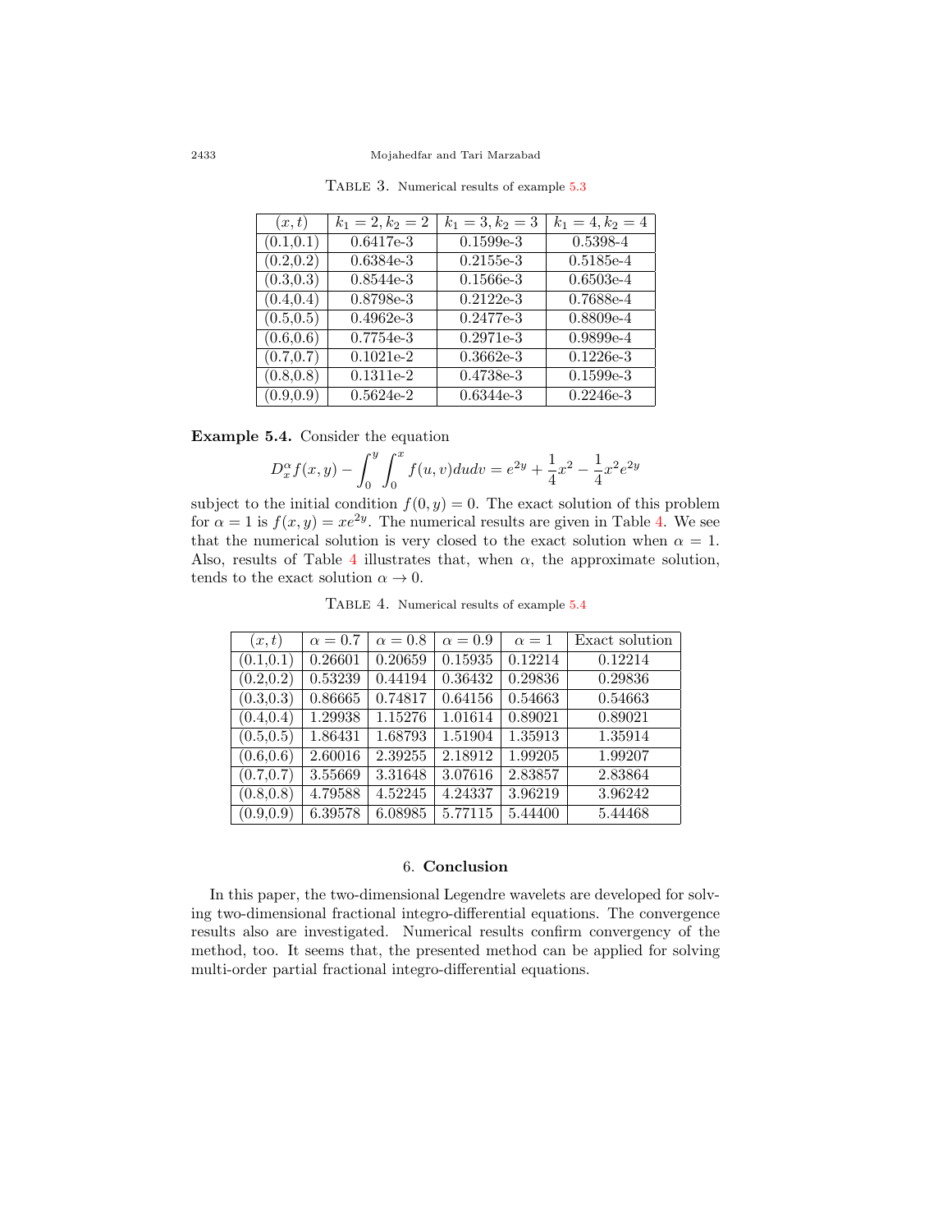TABLE 3. Numerical results of example 5.3

| $(x,t)$ | $k_1=2, k_2=2$ | $k_1=3, k_2=3$ | $k_1=4, k_2=4$ |
|---|---|---|---|
| (0.1,0.1) | 0.6417e-3 | 0.1599e-3 | 0.5398-4 |
| (0.2,0.2) | 0.6384e-3 | 0.2155e-3 | 0.5185e-4 |
| (0.3,0.3) | 0.8544e-3 | 0.1566e-3 | 0.6503e-4 |
| (0.4,0.4) | 0.8798e-3 | 0.2122e-3 | 0.7688e-4 |
| (0.5,0.5) | 0.4962e-3 | 0.2477e-3 | 0.8809e-4 |
| (0.6,0.6) | 0.7754e-3 | 0.2971e-3 | 0.9899e-4 |
| (0.7,0.7) | 0.1021e-2 | 0.3662e-3 | 0.1226e-3 |
| (0.8,0.8) | 0.1311e-2 | 0.4738e-3 | 0.1599e-3 |
| (0.9,0.9) | 0.5624e-2 | 0.6344e-3 | 0.2246e-3 |

**Example 5.4.** Consider the equation

$$D_x^{\alpha} f(x,y) - \int_0^y \int_0^x f(u,v)dudv = e^{2y} + \frac{1}{4}x^2 - \frac{1}{4}x^2 e^{2y}$$

subject to the initial condition $f(0,y)=0$. The exact solution of this problem for $\alpha=1$ is $f(x,y)=xe^{2y}$. The numerical results are given in Table 4. We see that the numerical solution is very closed to the exact solution when $\alpha=1$. Also, results of Table 4 illustrates that, when $\alpha$, the approximate solution, tends to the exact solution $\alpha \to 0$.

TABLE 4. Numerical results of example 5.4

| $(x,t)$ | $\alpha=0.7$ | $\alpha=0.8$ | $\alpha=0.9$ | $\alpha=1$ | Exact solution |
|---|---|---|---|---|---|
| (0.1,0.1) | 0.26601 | 0.20659 | 0.15935 | 0.12214 | 0.12214 |
| (0.2,0.2) | 0.53239 | 0.44194 | 0.36432 | 0.29836 | 0.29836 |
| (0.3,0.3) | 0.86665 | 0.74817 | 0.64156 | 0.54663 | 0.54663 |
| (0.4,0.4) | 1.29938 | 1.15276 | 1.01614 | 0.89021 | 0.89021 |
| (0.5,0.5) | 1.86431 | 1.68793 | 1.51904 | 1.35913 | 1.35914 |
| (0.6,0.6) | 2.60016 | 2.39255 | 2.18912 | 1.99205 | 1.99207 |
| (0.7,0.7) | 3.55669 | 3.31648 | 3.07616 | 2.83857 | 2.83864 |
| (0.8,0.8) | 4.79588 | 4.52245 | 4.24337 | 3.96219 | 3.96242 |
| (0.9,0.9) | 6.39578 | 6.08985 | 5.77115 | 5.44400 | 5.44468 |

## 6. Conclusion

In this paper, the two-dimensional Legendre wavelets are developed for solving two-dimensional fractional integro-differential equations. The convergence results also are investigated. Numerical results confirm convergency of the method, too. It seems that, the presented method can be applied for solving multi-order partial fractional integro-differential equations.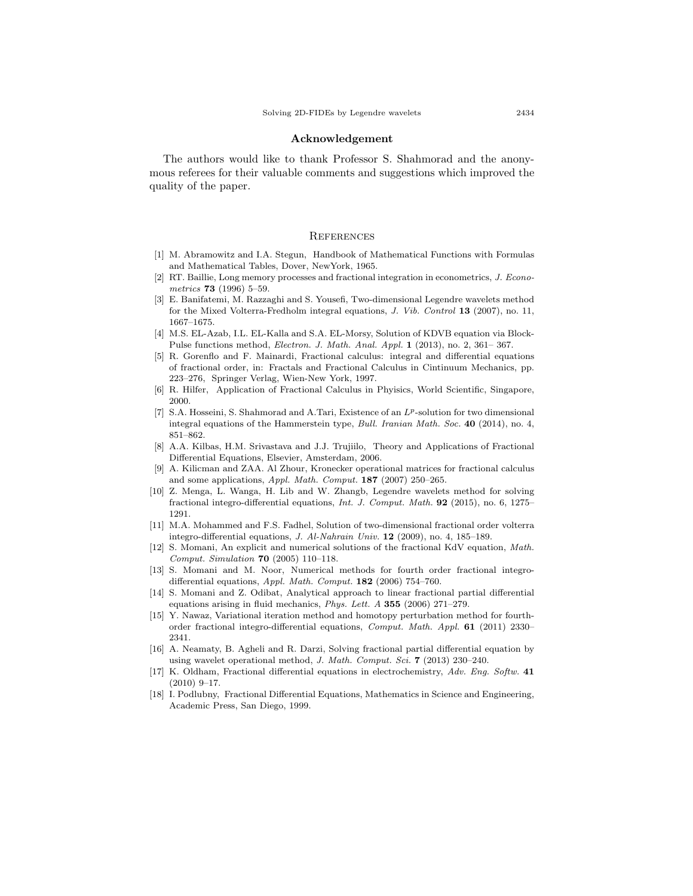## Acknowledgement

The authors would like to thank Professor S. Shahmorad and the anonymous referees for their valuable comments and suggestions which improved the quality of the paper.

## References

[1] M. Abramowitz and I.A. Stegun, Handbook of Mathematical Functions with Formulas and Mathematical Tables, Dover, NewYork, 1965.

[2] RT. Baillie, Long memory processes and fractional integration in econometrics, *J. Econometrics* **73** (1996) 5–59.

[3] E. Banifatemi, M. Razzaghi and S. Yousefi, Two-dimensional Legendre wavelets method for the Mixed Volterra-Fredholm integral equations, *J. Vib. Control* **13** (2007), no. 11, 1667–1675.

[4] M.S. EL-Azab, I.L. EL-Kalla and S.A. EL-Morsy, Solution of KDVB equation via Block-Pulse functions method, *Electron. J. Math. Anal. Appl.* **1** (2013), no. 2, 361– 367.

[5] R. Gorenflo and F. Mainardi, Fractional calculus: integral and differential equations of fractional order, in: Fractals and Fractional Calculus in Cintinuum Mechanics, pp. 223–276, Springer Verlag, Wien-New York, 1997.

[6] R. Hilfer, Application of Fractional Calculus in Phyisics, World Scientific, Singapore, 2000.

[7] S.A. Hosseini, S. Shahmorad and A.Tari, Existence of an $L^p$-solution for two dimensional integral equations of the Hammerstein type, *Bull. Iranian Math. Soc.* **40** (2014), no. 4, 851–862.

[8] A.A. Kilbas, H.M. Srivastava and J.J. Trujiilo, Theory and Applications of Fractional Differential Equations, Elsevier, Amsterdam, 2006.

[9] A. Kilicman and ZAA. Al Zhour, Kronecker operational matrices for fractional calculus and some applications, *Appl. Math. Comput.* **187** (2007) 250–265.

[10] Z. Menga, L. Wanga, H. Lib and W. Zhangb, Legendre wavelets method for solving fractional integro-differential equations, *Int. J. Comput. Math.* **92** (2015), no. 6, 1275–1291.

[11] M.A. Mohammed and F.S. Fadhel, Solution of two-dimensional fractional order volterra integro-differential equations, *J. Al-Nahrain Univ.* **12** (2009), no. 4, 185–189.

[12] S. Momani, An explicit and numerical solutions of the fractional KdV equation, *Math. Comput. Simulation* **70** (2005) 110–118.

[13] S. Momani and M. Noor, Numerical methods for fourth order fractional integro-differential equations, *Appl. Math. Comput.* **182** (2006) 754–760.

[14] S. Momani and Z. Odibat, Analytical approach to linear fractional partial differential equations arising in fluid mechanics, *Phys. Lett. A* **355** (2006) 271–279.

[15] Y. Nawaz, Variational iteration method and homotopy perturbation method for fourth-order fractional integro-differential equations, *Comput. Math. Appl.* **61** (2011) 2330–2341.

[16] A. Neamaty, B. Agheli and R. Darzi, Solving fractional partial differential equation by using wavelet operational method, *J. Math. Comput. Sci.* **7** (2013) 230–240.

[17] K. Oldham, Fractional differential equations in electrochemistry, *Adv. Eng. Softw.* **41** (2010) 9–17.

[18] I. Podlubny, Fractional Differential Equations, Mathematics in Science and Engineering, Academic Press, San Diego, 1999.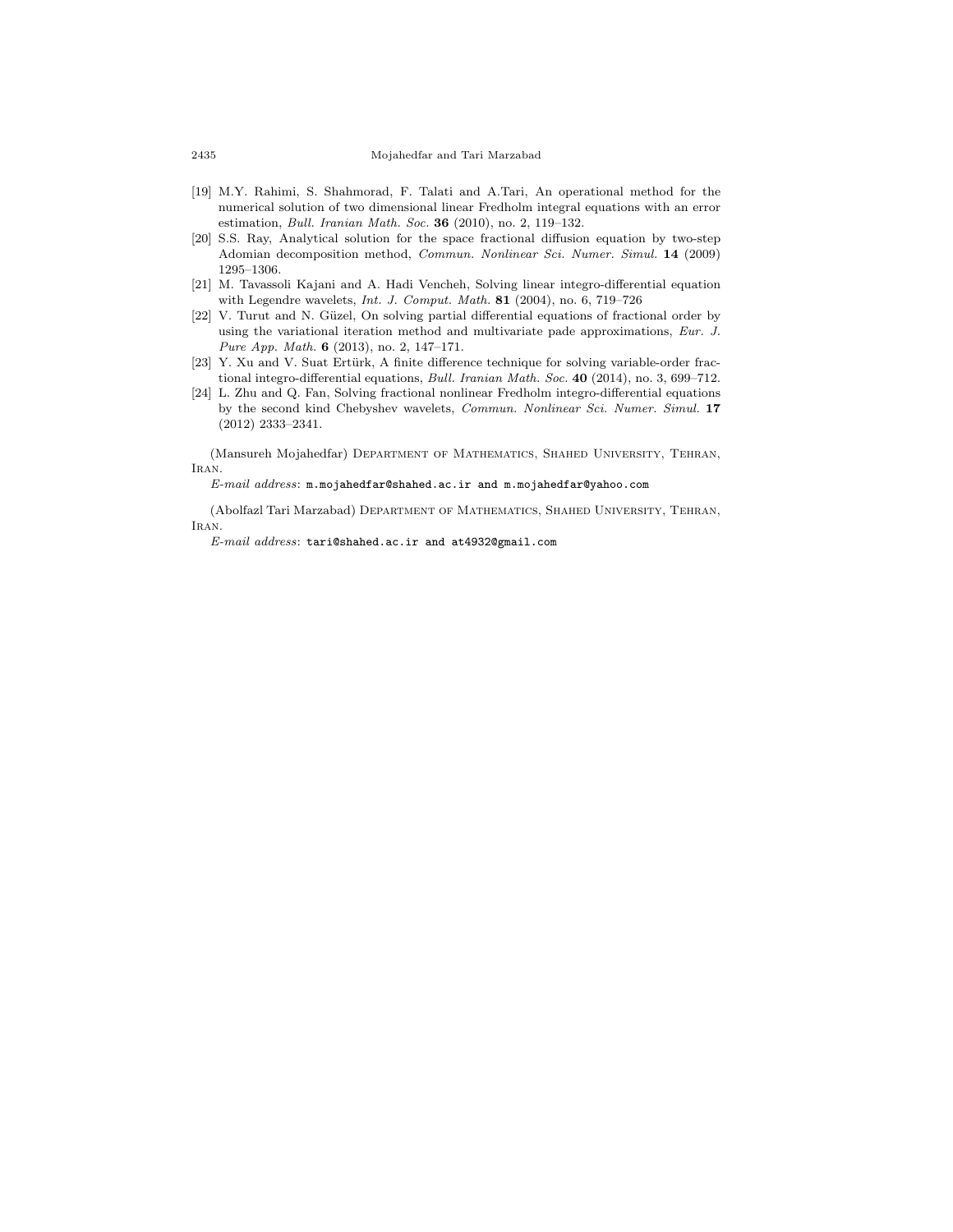[19] M.Y. Rahimi, S. Shahmorad, F. Talati and A.Tari, An operational method for the numerical solution of two dimensional linear Fredholm integral equations with an error estimation, *Bull. Iranian Math. Soc.* **36** (2010), no. 2, 119–132.

[20] S.S. Ray, Analytical solution for the space fractional diffusion equation by two-step Adomian decomposition method, *Commun. Nonlinear Sci. Numer. Simul.* **14** (2009) 1295–1306.

[21] M. Tavassoli Kajani and A. Hadi Vencheh, Solving linear integro-differential equation with Legendre wavelets, *Int. J. Comput. Math.* **81** (2004), no. 6, 719–726

[22] V. Turut and N. Güzel, On solving partial differential equations of fractional order by using the variational iteration method and multivariate pade approximations, *Eur. J. Pure App. Math.* **6** (2013), no. 2, 147–171.

[23] Y. Xu and V. Suat Ertürk, A finite difference technique for solving variable-order fractional integro-differential equations, *Bull. Iranian Math. Soc.* **40** (2014), no. 3, 699–712.

[24] L. Zhu and Q. Fan, Solving fractional nonlinear Fredholm integro-differential equations by the second kind Chebyshev wavelets, *Commun. Nonlinear Sci. Numer. Simul.* **17** (2012) 2333–2341.

(Mansureh Mojahedfar) Department of Mathematics, Shahed University, Tehran, Iran.

*E-mail address*: `m.mojahedfar@shahed.ac.ir and m.mojahedfar@yahoo.com`

(Abolfazl Tari Marzabad) Department of Mathematics, Shahed University, Tehran, Iran.

*E-mail address*: `tari@shahed.ac.ir and at4932@gmail.com`